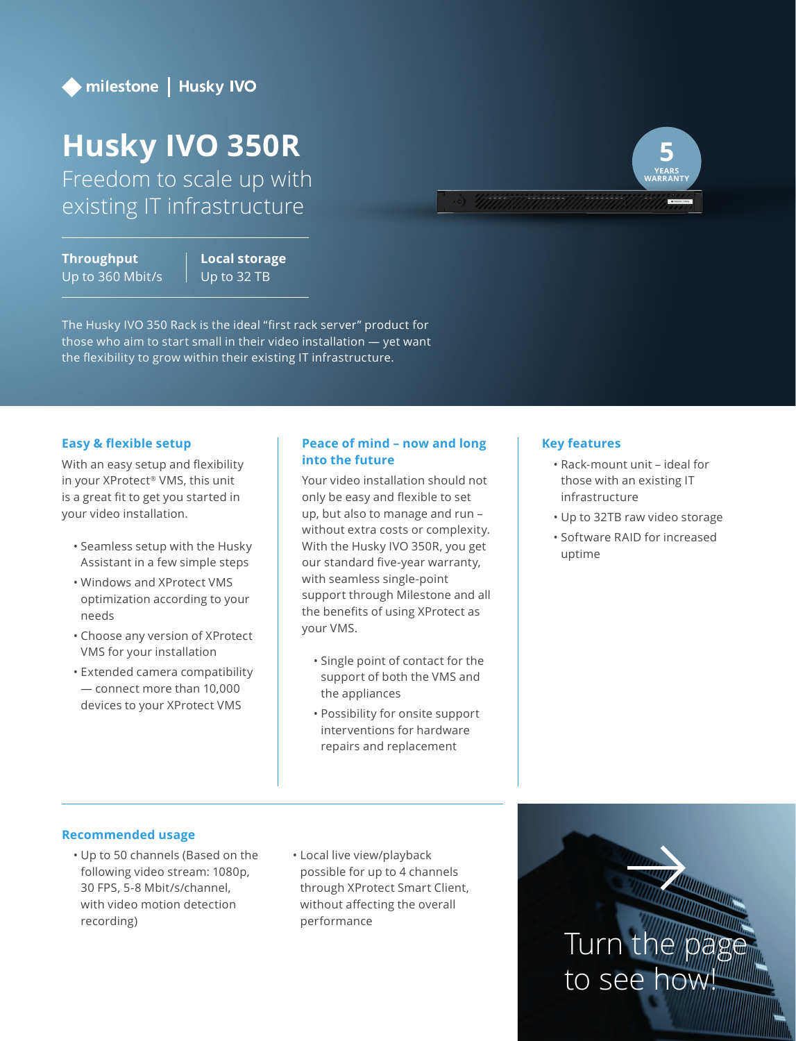milestone | Husky IVO

# Husky IVO 350R

## Freedom to scale up with existing IT infrastructure

5 YEARS WARRANTY

| **Throughput** | **Local storage** |
| --- | --- |
| Up to 360 Mbit/s | Up to 32 TB |

The Husky IVO 350 Rack is the ideal "first rack server" product for those who aim to start small in their video installation — yet want the flexibility to grow within their existing IT infrastructure.

### Easy & flexible setup

With an easy setup and flexibility in your XProtect® VMS, this unit is a great fit to get you started in your video installation.

- Seamless setup with the Husky Assistant in a few simple steps
- Windows and XProtect VMS optimization according to your needs
- Choose any version of XProtect VMS for your installation
- Extended camera compatibility — connect more than 10,000 devices to your XProtect VMS

### Peace of mind – now and long into the future

Your video installation should not only be easy and flexible to set up, but also to manage and run – without extra costs or complexity. With the Husky IVO 350R, you get our standard five-year warranty, with seamless single-point support through Milestone and all the benefits of using XProtect as your VMS.

- Single point of contact for the support of both the VMS and the appliances
- Possibility for onsite support interventions for hardware repairs and replacement

### Key features

- Rack-mount unit – ideal for those with an existing IT infrastructure
- Up to 32TB raw video storage
- Software RAID for increased uptime

### Recommended usage

- Up to 50 channels (Based on the following video stream: 1080p, 30 FPS, 5-8 Mbit/s/channel, with video motion detection recording)
- Local live view/playback possible for up to 4 channels through XProtect Smart Client, without affecting the overall performance

Turn the page to see how!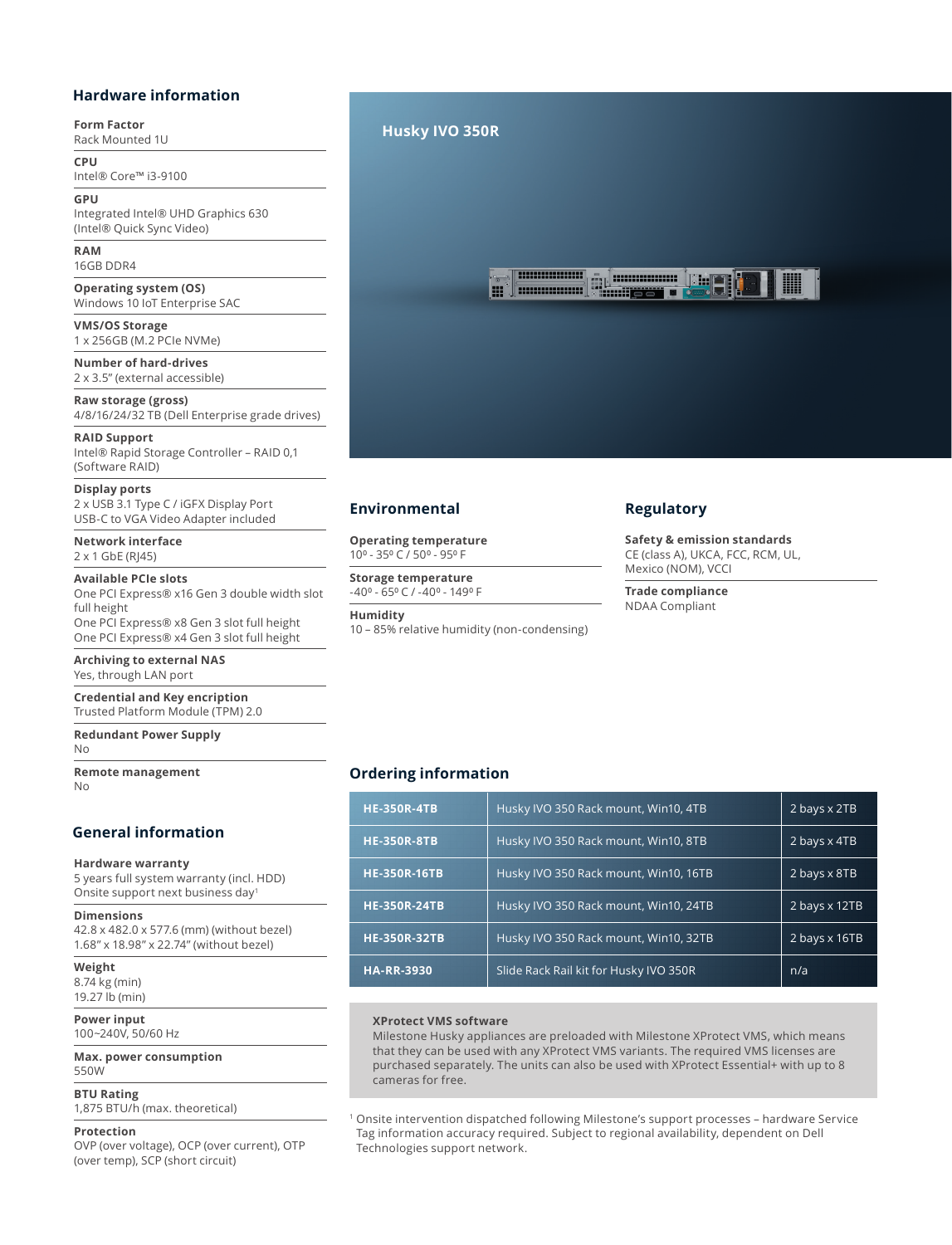## Hardware information

**Form Factor**
Rack Mounted 1U

**CPU**
Intel® Core™ i3-9100

**GPU**
Integrated Intel® UHD Graphics 630
(Intel® Quick Sync Video)

**RAM**
16GB DDR4

**Operating system (OS)**
Windows 10 IoT Enterprise SAC

**VMS/OS Storage**
1 x 256GB (M.2 PCIe NVMe)

**Number of hard-drives**
2 x 3.5" (external accessible)

**Raw storage (gross)**
4/8/16/24/32 TB (Dell Enterprise grade drives)

**RAID Support**
Intel® Rapid Storage Controller – RAID 0,1
(Software RAID)

**Display ports**
2 x USB 3.1 Type C / iGFX Display Port
USB-C to VGA Video Adapter included

**Network interface**
2 x 1 GbE (RJ45)

**Available PCIe slots**
One PCI Express® x16 Gen 3 double width slot full height
One PCI Express® x8 Gen 3 slot full height
One PCI Express® x4 Gen 3 slot full height

**Archiving to external NAS**
Yes, through LAN port

**Credential and Key encryption**
Trusted Platform Module (TPM) 2.0

**Redundant Power Supply**
No

**Remote management**
No

## General information

**Hardware warranty**
5 years full system warranty (incl. HDD)
Onsite support next business day[1]

**Dimensions**
42.8 x 482.0 x 577.6 (mm) (without bezel)
1.68" x 18.98" x 22.74" (without bezel)

**Weight**
8.74 kg (min)
19.27 lb (min)

**Power input**
100~240V, 50/60 Hz

**Max. power consumption**
550W

**BTU Rating**
1,875 BTU/h (max. theoretical)

**Protection**
OVP (over voltage), OCP (over current), OTP (over temp), SCP (short circuit)

## Husky IVO 350R

## Environmental

**Operating temperature**
10º - 35º C / 50º - 95º F

**Storage temperature**
-40º - 65º C / -40º - 149º F

**Humidity**
10 – 85% relative humidity (non-condensing)

## Regulatory

**Safety & emission standards**
CE (class A), UKCA, FCC, RCM, UL, Mexico (NOM), VCCI

**Trade compliance**
NDAA Compliant

## Ordering information

| | | |
|---|---|---|
| **HE-350R-4TB** | Husky IVO 350 Rack mount, Win10, 4TB | 2 bays x 2TB |
| **HE-350R-8TB** | Husky IVO 350 Rack mount, Win10, 8TB | 2 bays x 4TB |
| **HE-350R-16TB** | Husky IVO 350 Rack mount, Win10, 16TB | 2 bays x 8TB |
| **HE-350R-24TB** | Husky IVO 350 Rack mount, Win10, 24TB | 2 bays x 12TB |
| **HE-350R-32TB** | Husky IVO 350 Rack mount, Win10, 32TB | 2 bays x 16TB |
| **HA-RR-3930** | Slide Rack Rail kit for Husky IVO 350R | n/a |

**XProtect VMS software**
Milestone Husky appliances are preloaded with Milestone XProtect VMS, which means that they can be used with any XProtect VMS variants. The required VMS licenses are purchased separately. The units can also be used with XProtect Essential+ with up to 8 cameras for free.

[1] Onsite intervention dispatched following Milestone's support processes – hardware Service Tag information accuracy required. Subject to regional availability, dependent on Dell Technologies support network.